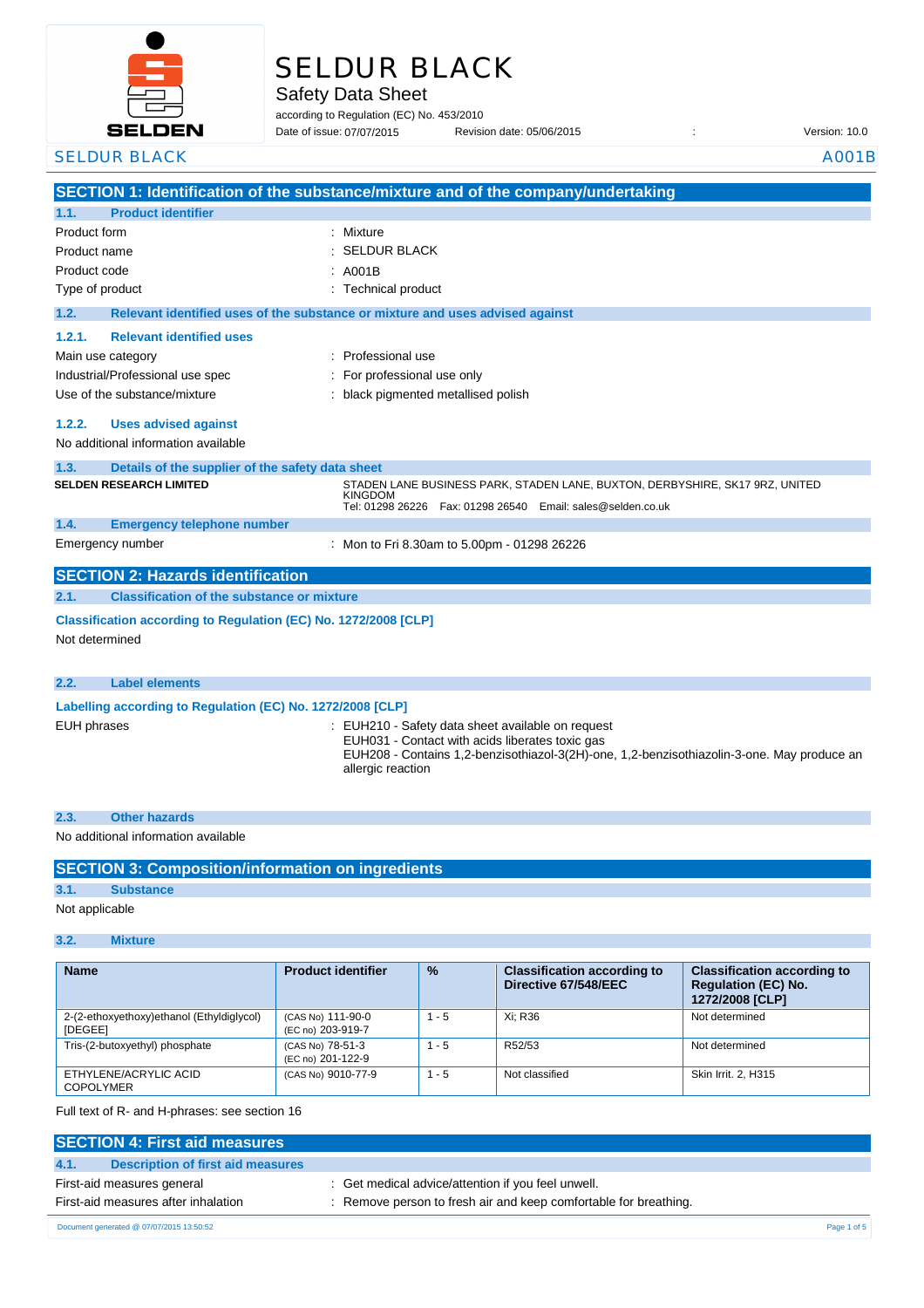# SELDUR BLACK

## Safety Data Sheet

according to Regulation (EC) No. 453/2010

Date of issue: 07/07/2015 Revision date: 05/06/2015 : Version: 10.0

SELDUR BLACK A001B

## SECTION 1: Identification of the substance/mixture and of the company/undertaking

### 1.1. Product identifier

| | |
|---|---|
| Product form | : Mixture |
| Product name | : SELDUR BLACK |
| Product code | : A001B |
| Type of product | : Technical product |

### 1.2. Relevant identified uses of the substance or mixture and uses advised against

#### 1.2.1. Relevant identified uses

| | |
|---|---|
| Main use category | : Professional use |
| Industrial/Professional use spec | : For professional use only |
| Use of the substance/mixture | : black pigmented metallised polish |

#### 1.2.2. Uses advised against

No additional information available

### 1.3. Details of the supplier of the safety data sheet

**SELDEN RESEARCH LIMITED**

STADEN LANE BUSINESS PARK, STADEN LANE, BUXTON, DERBYSHIRE, SK17 9RZ, UNITED KINGDOM
Tel: 01298 26226 Fax: 01298 26540 Email: sales@selden.co.uk

### 1.4. Emergency telephone number

Emergency number : Mon to Fri 8.30am to 5.00pm - 01298 26226

## SECTION 2: Hazards identification

### 2.1. Classification of the substance or mixture

**Classification according to Regulation (EC) No. 1272/2008 [CLP]**

Not determined

### 2.2. Label elements

**Labelling according to Regulation (EC) No. 1272/2008 [CLP]**

EUH phrases :
- EUH210 - Safety data sheet available on request
- EUH031 - Contact with acids liberates toxic gas
- EUH208 - Contains 1,2-benzisothiazol-3(2H)-one, 1,2-benzisothiazolin-3-one. May produce an allergic reaction

### 2.3. Other hazards

No additional information available

## SECTION 3: Composition/information on ingredients

### 3.1. Substance

Not applicable

### 3.2. Mixture

| Name | Product identifier | % | Classification according to Directive 67/548/EEC | Classification according to Regulation (EC) No. 1272/2008 [CLP] |
|---|---|---|---|---|
| 2-(2-ethoxyethoxy)ethanol (Ethyldiglycol) [DEGEE] | (CAS No) 111-90-0<br>(EC no) 203-919-7 | 1 - 5 | Xi; R36 | Not determined |
| Tris-(2-butoxyethyl) phosphate | (CAS No) 78-51-3<br>(EC no) 201-122-9 | 1 - 5 | R52/53 | Not determined |
| ETHYLENE/ACRYLIC ACID COPOLYMER | (CAS No) 9010-77-9 | 1 - 5 | Not classified | Skin Irrit. 2, H315 |

Full text of R- and H-phrases: see section 16

## SECTION 4: First aid measures

### 4.1. Description of first aid measures

| | |
|---|---|
| First-aid measures general | : Get medical advice/attention if you feel unwell. |
| First-aid measures after inhalation | : Remove person to fresh air and keep comfortable for breathing. |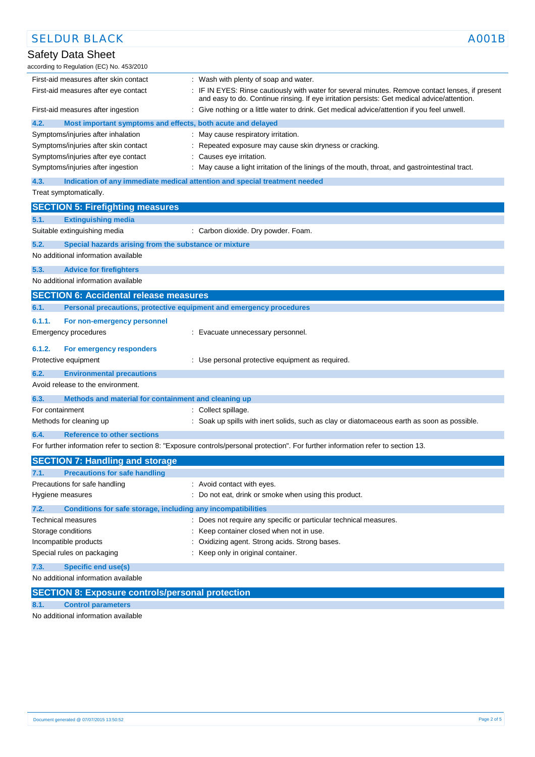| | |
|---|---|
| First-aid measures after skin contact | : Wash with plenty of soap and water. |
| First-aid measures after eye contact | : IF IN EYES: Rinse cautiously with water for several minutes. Remove contact lenses, if present and easy to do. Continue rinsing. If eye irritation persists: Get medical advice/attention. |
| First-aid measures after ingestion | : Give nothing or a little water to drink. Get medical advice/attention if you feel unwell. |

### 4.2. Most important symptoms and effects, both acute and delayed

| | |
|---|---|
| Symptoms/injuries after inhalation | : May cause respiratory irritation. |
| Symptoms/injuries after skin contact | : Repeated exposure may cause skin dryness or cracking. |
| Symptoms/injuries after eye contact | : Causes eye irritation. |
| Symptoms/injuries after ingestion | : May cause a light irritation of the linings of the mouth, throat, and gastrointestinal tract. |

### 4.3. Indication of any immediate medical attention and special treatment needed

Treat symptomatically.

## SECTION 5: Firefighting measures

### 5.1. Extinguishing media

| | |
|---|---|
| Suitable extinguishing media | : Carbon dioxide. Dry powder. Foam. |

### 5.2. Special hazards arising from the substance or mixture

No additional information available

### 5.3. Advice for firefighters

No additional information available

## SECTION 6: Accidental release measures

### 6.1. Personal precautions, protective equipment and emergency procedures

#### 6.1.1. For non-emergency personnel

| | |
|---|---|
| Emergency procedures | : Evacuate unnecessary personnel. |

#### 6.1.2. For emergency responders

| | |
|---|---|
| Protective equipment | : Use personal protective equipment as required. |

### 6.2. Environmental precautions

Avoid release to the environment.

### 6.3. Methods and material for containment and cleaning up

| | |
|---|---|
| For containment | : Collect spillage. |
| Methods for cleaning up | : Soak up spills with inert solids, such as clay or diatomaceous earth as soon as possible. |

### 6.4. Reference to other sections

For further information refer to section 8: "Exposure controls/personal protection". For further information refer to section 13.

## SECTION 7: Handling and storage

### 7.1. Precautions for safe handling

| | |
|---|---|
| Precautions for safe handling | : Avoid contact with eyes. |
| Hygiene measures | : Do not eat, drink or smoke when using this product. |

### 7.2. Conditions for safe storage, including any incompatibilities

| | |
|---|---|
| Technical measures | : Does not require any specific or particular technical measures. |
| Storage conditions | : Keep container closed when not in use. |
| Incompatible products | : Oxidizing agent. Strong acids. Strong bases. |
| Special rules on packaging | : Keep only in original container. |

### 7.3. Specific end use(s)

No additional information available

## SECTION 8: Exposure controls/personal protection

### 8.1. Control parameters

No additional information available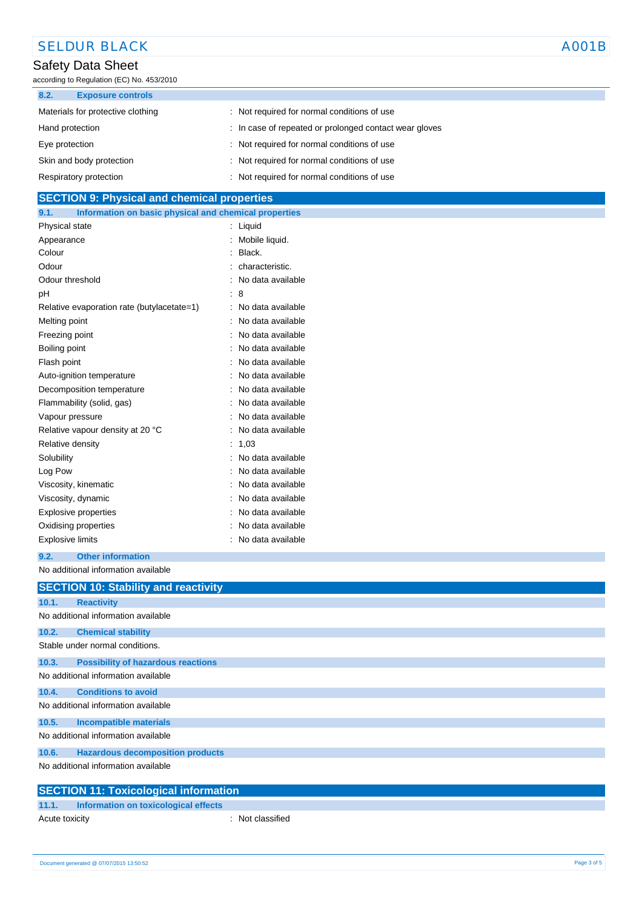### 8.2. Exposure controls

| | |
|---|---|
| Materials for protective clothing | : Not required for normal conditions of use |
| Hand protection | : In case of repeated or prolonged contact wear gloves |
| Eye protection | : Not required for normal conditions of use |
| Skin and body protection | : Not required for normal conditions of use |
| Respiratory protection | : Not required for normal conditions of use |

## SECTION 9: Physical and chemical properties

### 9.1. Information on basic physical and chemical properties

| | |
|---|---|
| Physical state | : Liquid |
| Appearance | : Mobile liquid. |
| Colour | : Black. |
| Odour | : characteristic. |
| Odour threshold | : No data available |
| pH | : 8 |
| Relative evaporation rate (butylacetate=1) | : No data available |
| Melting point | : No data available |
| Freezing point | : No data available |
| Boiling point | : No data available |
| Flash point | : No data available |
| Auto-ignition temperature | : No data available |
| Decomposition temperature | : No data available |
| Flammability (solid, gas) | : No data available |
| Vapour pressure | : No data available |
| Relative vapour density at 20 °C | : No data available |
| Relative density | : 1,03 |
| Solubility | : No data available |
| Log Pow | : No data available |
| Viscosity, kinematic | : No data available |
| Viscosity, dynamic | : No data available |
| Explosive properties | : No data available |
| Oxidising properties | : No data available |
| Explosive limits | : No data available |

### 9.2. Other information

No additional information available

## SECTION 10: Stability and reactivity

### 10.1. Reactivity

No additional information available

### 10.2. Chemical stability

Stable under normal conditions.

### 10.3. Possibility of hazardous reactions

No additional information available

### 10.4. Conditions to avoid

No additional information available

### 10.5. Incompatible materials

No additional information available

### 10.6. Hazardous decomposition products

No additional information available

## SECTION 11: Toxicological information

### 11.1. Information on toxicological effects

| | |
|---|---|
| Acute toxicity | : Not classified |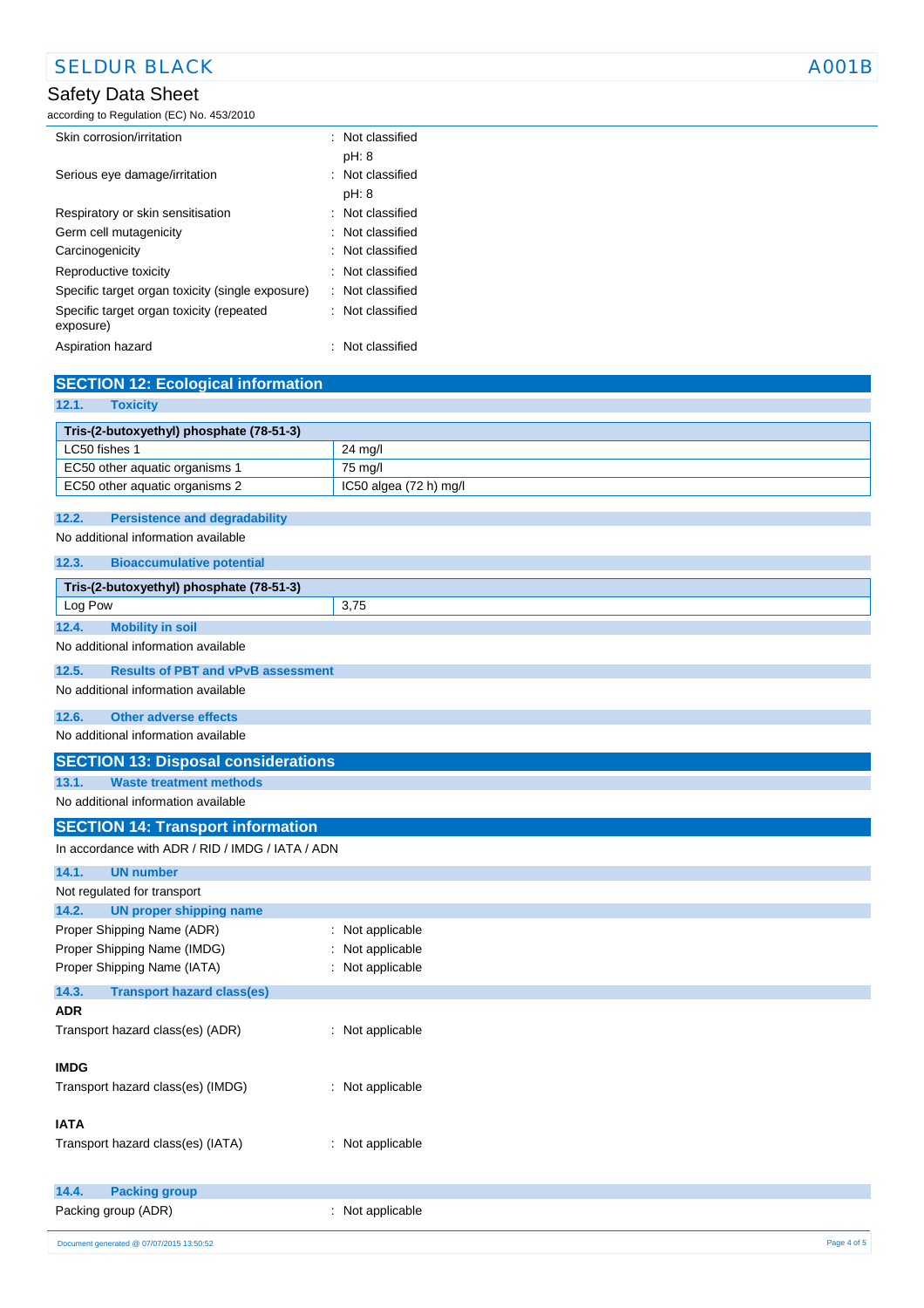| | |
|---|---|
| Skin corrosion/irritation | : Not classified<br>pH: 8 |
| Serious eye damage/irritation | : Not classified<br>pH: 8 |
| Respiratory or skin sensitisation | : Not classified |
| Germ cell mutagenicity | : Not classified |
| Carcinogenicity | : Not classified |
| Reproductive toxicity | : Not classified |
| Specific target organ toxicity (single exposure) | : Not classified |
| Specific target organ toxicity (repeated exposure) | : Not classified |
| Aspiration hazard | : Not classified |

## SECTION 12: Ecological information

### 12.1. Toxicity

| Tris-(2-butoxyethyl) phosphate (78-51-3) | |
|---|---|
| LC50 fishes 1 | 24 mg/l |
| EC50 other aquatic organisms 1 | 75 mg/l |
| EC50 other aquatic organisms 2 | IC50 algea (72 h) mg/l |

### 12.2. Persistence and degradability

No additional information available

### 12.3. Bioaccumulative potential

| Tris-(2-butoxyethyl) phosphate (78-51-3) | |
|---|---|
| Log Pow | 3,75 |

### 12.4. Mobility in soil

No additional information available

### 12.5. Results of PBT and vPvB assessment

No additional information available

### 12.6. Other adverse effects

No additional information available

## SECTION 13: Disposal considerations

### 13.1. Waste treatment methods

No additional information available

## SECTION 14: Transport information

In accordance with ADR / RID / IMDG / IATA / ADN

### 14.1. UN number

Not regulated for transport

### 14.2. UN proper shipping name

| | |
|---|---|
| Proper Shipping Name (ADR) | : Not applicable |
| Proper Shipping Name (IMDG) | : Not applicable |
| Proper Shipping Name (IATA) | : Not applicable |

### 14.3. Transport hazard class(es)

**ADR**

Transport hazard class(es) (ADR) : Not applicable

**IMDG**

Transport hazard class(es) (IMDG) : Not applicable

**IATA**

Transport hazard class(es) (IATA) : Not applicable

### 14.4. Packing group

Packing group (ADR) : Not applicable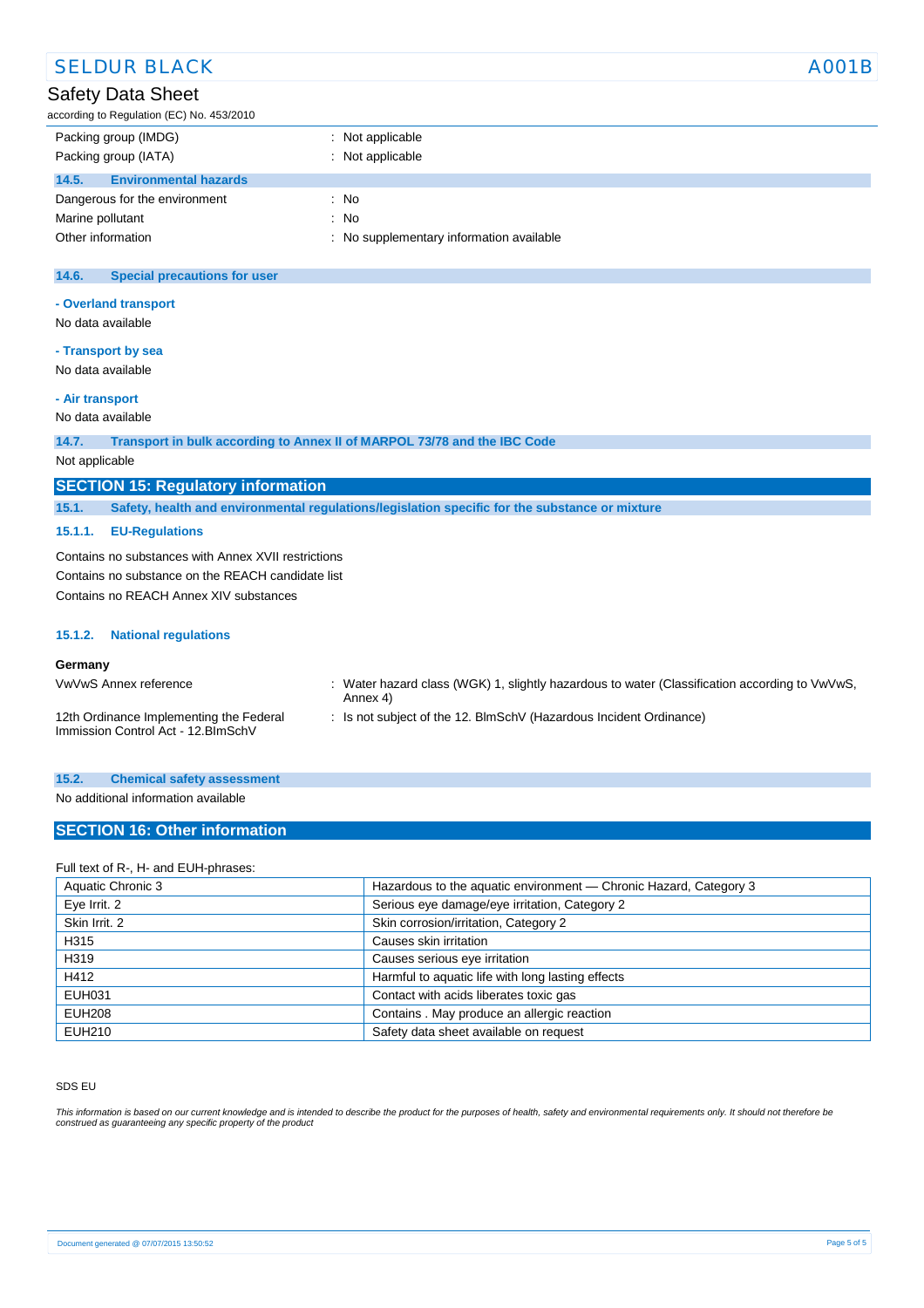| | |
|---|---|
| Packing group (IMDG) | : Not applicable |
| Packing group (IATA) | : Not applicable |

### 14.5. Environmental hazards

| | |
|---|---|
| Dangerous for the environment | : No |
| Marine pollutant | : No |
| Other information | : No supplementary information available |

### 14.6. Special precautions for user

**- Overland transport**

No data available

**- Transport by sea**

No data available

**- Air transport**

No data available

### 14.7. Transport in bulk according to Annex II of MARPOL 73/78 and the IBC Code

Not applicable

## SECTION 15: Regulatory information

### 15.1. Safety, health and environmental regulations/legislation specific for the substance or mixture

#### 15.1.1. EU-Regulations

Contains no substances with Annex XVII restrictions

Contains no substance on the REACH candidate list

Contains no REACH Annex XIV substances

#### 15.1.2. National regulations

**Germany**

| | |
|---|---|
| VwVwS Annex reference | : Water hazard class (WGK) 1, slightly hazardous to water (Classification according to VwVwS, Annex 4) |
| 12th Ordinance Implementing the Federal Immission Control Act - 12.BImSchV | : Is not subject of the 12. BlmSchV (Hazardous Incident Ordinance) |

### 15.2. Chemical safety assessment

No additional information available

## SECTION 16: Other information

Full text of R-, H- and EUH-phrases:

| | |
|---|---|
| Aquatic Chronic 3 | Hazardous to the aquatic environment — Chronic Hazard, Category 3 |
| Eye Irrit. 2 | Serious eye damage/eye irritation, Category 2 |
| Skin Irrit. 2 | Skin corrosion/irritation, Category 2 |
| H315 | Causes skin irritation |
| H319 | Causes serious eye irritation |
| H412 | Harmful to aquatic life with long lasting effects |
| EUH031 | Contact with acids liberates toxic gas |
| EUH208 | Contains . May produce an allergic reaction |
| EUH210 | Safety data sheet available on request |

SDS EU

*This information is based on our current knowledge and is intended to describe the product for the purposes of health, safety and environmental requirements only. It should not therefore be construed as guaranteeing any specific property of the product*